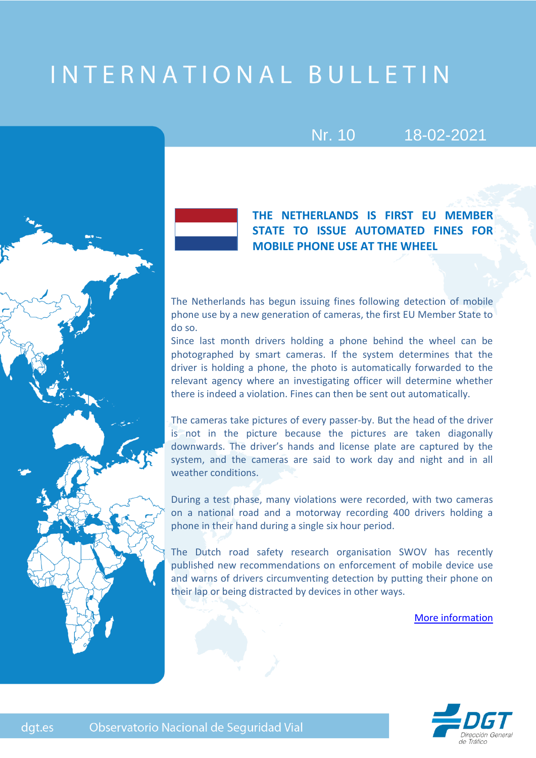# INTERNATIONAL BULLETIN

Nr. 10 18-02-2021

## THE NETHERLANDS IS FIRST EU MEMBER STATE TO ISSUE AUTOMATED FINES FOR MOBILE PHONE USE AT THE WHEEL

The Netherlands has begun issuing fines following detection of mobile phone use by a new generation of cameras, the first EU Member State to do so.

Since last month drivers holding a phone behind the wheel can be photographed by smart cameras. If the system determines that the driver is holding a phone, the photo is automatically forwarded to the relevant agency where an investigating officer will determine whether there is indeed a violation. Fines can then be sent out automatically.

The cameras take pictures of every passer-by. But the head of the driver is not in the picture because the pictures are taken diagonally downwards. The driver's hands and license plate are captured by the system, and the cameras are said to work day and night and in all weather conditions.

During a test phase, many violations were recorded, with two cameras on a national road and a motorway recording 400 drivers holding a phone in their hand during a single six hour period.

The Dutch road safety research organisation SWOV has recently published new recommendations on enforcement of mobile device use and warns of drivers circumventing detection by putting their phone on their lap or being distracted by devices in other ways.

More information

dgt.es Observatorio Nacional de Seguridad Vial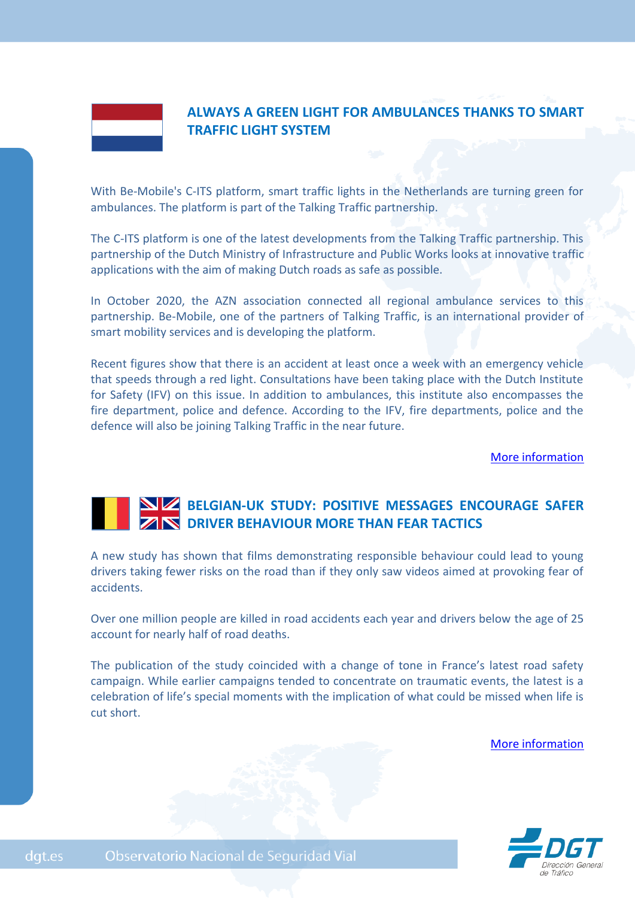## ALWAYS A GREEN LIGHT FOR AMBULANCES THANKS TO SMART TRAFFIC LIGHT SYSTEM

With Be-Mobile's C-ITS platform, smart traffic lights in the Netherlands are turning green for ambulances. The platform is part of the Talking Traffic partnership.

The C-ITS platform is one of the latest developments from the Talking Traffic partnership. This partnership of the Dutch Ministry of Infrastructure and Public Works looks at innovative traffic applications with the aim of making Dutch roads as safe as possible.

In October 2020, the AZN association connected all regional ambulance services to this partnership. Be-Mobile, one of the partners of Talking Traffic, is an international provider of smart mobility services and is developing the platform.

Recent figures show that there is an accident at least once a week with an emergency vehicle that speeds through a red light. Consultations have been taking place with the Dutch Institute for Safety (IFV) on this issue. In addition to ambulances, this institute also encompasses the fire department, police and defence. According to the IFV, fire departments, police and the defence will also be joining Talking Traffic in the near future.

More information

## BELGIAN-UK STUDY: POSITIVE MESSAGES ENCOURAGE SAFER DRIVER BEHAVIOUR MORE THAN FEAR TACTICS

A new study has shown that films demonstrating responsible behaviour could lead to young drivers taking fewer risks on the road than if they only saw videos aimed at provoking fear of accidents.

Over one million people are killed in road accidents each year and drivers below the age of 25 account for nearly half of road deaths.

The publication of the study coincided with a change of tone in France's latest road safety campaign. While earlier campaigns tended to concentrate on traumatic events, the latest is a celebration of life's special moments with the implication of what could be missed when life is cut short.

More information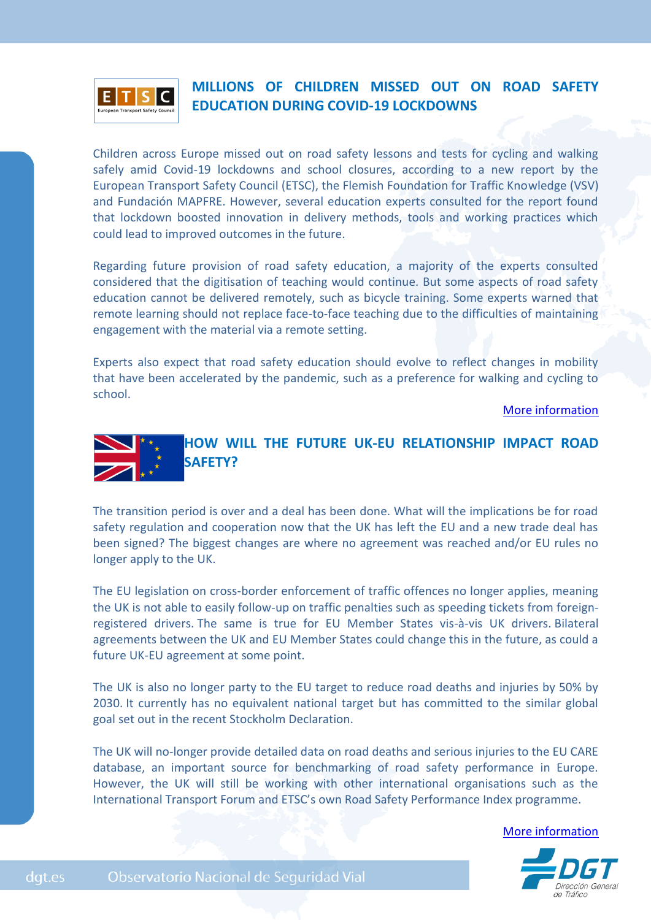## MILLIONS OF CHILDREN MISSED OUT ON ROAD SAFETY EDUCATION DURING COVID-19 LOCKDOWNS

Children across Europe missed out on road safety lessons and tests for cycling and walking safely amid Covid-19 lockdowns and school closures, according to a new report by the European Transport Safety Council (ETSC), the Flemish Foundation for Traffic Knowledge (VSV) and Fundación MAPFRE. However, several education experts consulted for the report found that lockdown boosted innovation in delivery methods, tools and working practices which could lead to improved outcomes in the future.

Regarding future provision of road safety education, a majority of the experts consulted considered that the digitisation of teaching would continue. But some aspects of road safety education cannot be delivered remotely, such as bicycle training. Some experts warned that remote learning should not replace face-to-face teaching due to the difficulties of maintaining engagement with the material via a remote setting.

Experts also expect that road safety education should evolve to reflect changes in mobility that have been accelerated by the pandemic, such as a preference for walking and cycling to school.

More information

## HOW WILL THE FUTURE UK-EU RELATIONSHIP IMPACT ROAD SAFETY?

The transition period is over and a deal has been done. What will the implications be for road safety regulation and cooperation now that the UK has left the EU and a new trade deal has been signed? The biggest changes are where no agreement was reached and/or EU rules no longer apply to the UK.

The EU legislation on cross-border enforcement of traffic offences no longer applies, meaning the UK is not able to easily follow-up on traffic penalties such as speeding tickets from foreign-registered drivers. The same is true for EU Member States vis-à-vis UK drivers. Bilateral agreements between the UK and EU Member States could change this in the future, as could a future UK-EU agreement at some point.

The UK is also no longer party to the EU target to reduce road deaths and injuries by 50% by 2030. It currently has no equivalent national target but has committed to the similar global goal set out in the recent Stockholm Declaration.

The UK will no-longer provide detailed data on road deaths and serious injuries to the EU CARE database, an important source for benchmarking of road safety performance in Europe. However, the UK will still be working with other international organisations such as the International Transport Forum and ETSC's own Road Safety Performance Index programme.

More information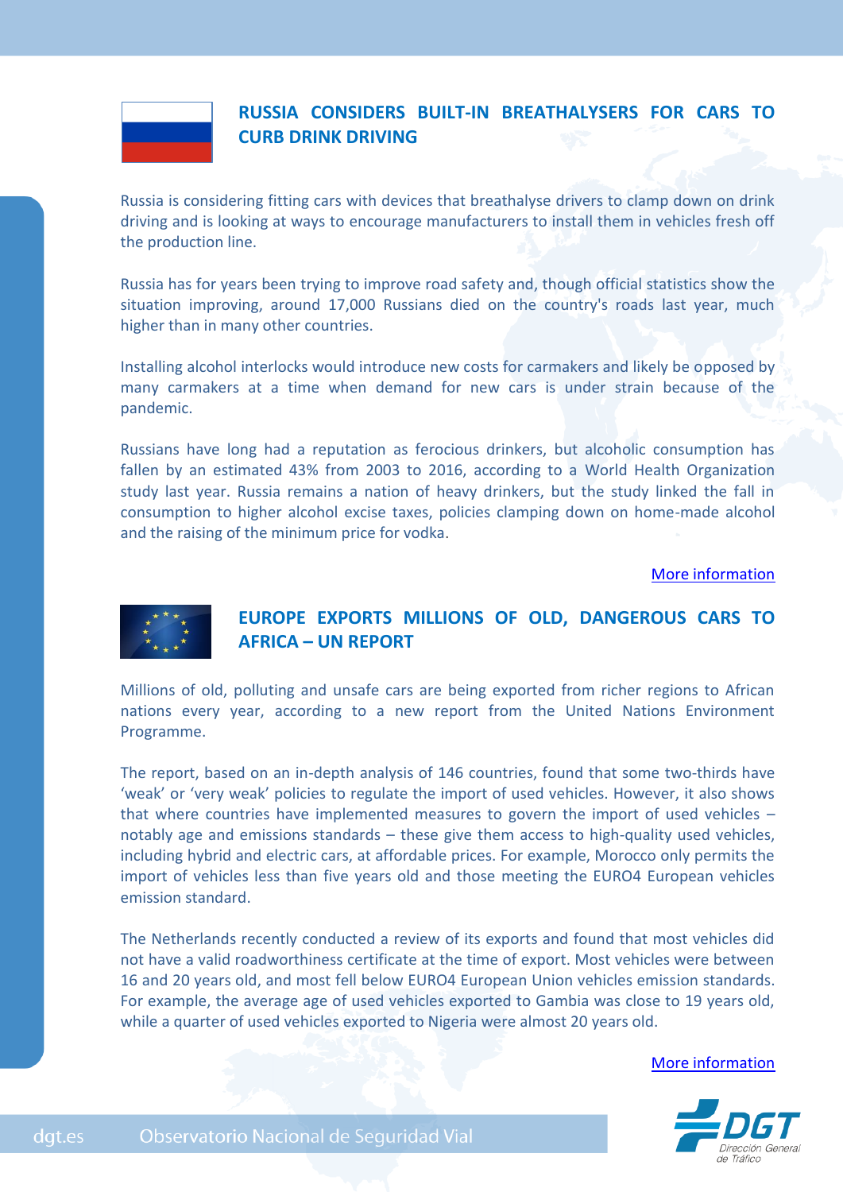## RUSSIA CONSIDERS BUILT-IN BREATHALYSERS FOR CARS TO CURB DRINK DRIVING

Russia is considering fitting cars with devices that breathalyse drivers to clamp down on drink driving and is looking at ways to encourage manufacturers to install them in vehicles fresh off the production line.

Russia has for years been trying to improve road safety and, though official statistics show the situation improving, around 17,000 Russians died on the country's roads last year, much higher than in many other countries.

Installing alcohol interlocks would introduce new costs for carmakers and likely be opposed by many carmakers at a time when demand for new cars is under strain because of the pandemic.

Russians have long had a reputation as ferocious drinkers, but alcoholic consumption has fallen by an estimated 43% from 2003 to 2016, according to a World Health Organization study last year. Russia remains a nation of heavy drinkers, but the study linked the fall in consumption to higher alcohol excise taxes, policies clamping down on home-made alcohol and the raising of the minimum price for vodka.

More information

## EUROPE EXPORTS MILLIONS OF OLD, DANGEROUS CARS TO AFRICA – UN REPORT

Millions of old, polluting and unsafe cars are being exported from richer regions to African nations every year, according to a new report from the United Nations Environment Programme.

The report, based on an in-depth analysis of 146 countries, found that some two-thirds have 'weak' or 'very weak' policies to regulate the import of used vehicles. However, it also shows that where countries have implemented measures to govern the import of used vehicles – notably age and emissions standards – these give them access to high-quality used vehicles, including hybrid and electric cars, at affordable prices. For example, Morocco only permits the import of vehicles less than five years old and those meeting the EURO4 European vehicles emission standard.

The Netherlands recently conducted a review of its exports and found that most vehicles did not have a valid roadworthiness certificate at the time of export. Most vehicles were between 16 and 20 years old, and most fell below EURO4 European Union vehicles emission standards. For example, the average age of used vehicles exported to Gambia was close to 19 years old, while a quarter of used vehicles exported to Nigeria were almost 20 years old.

More information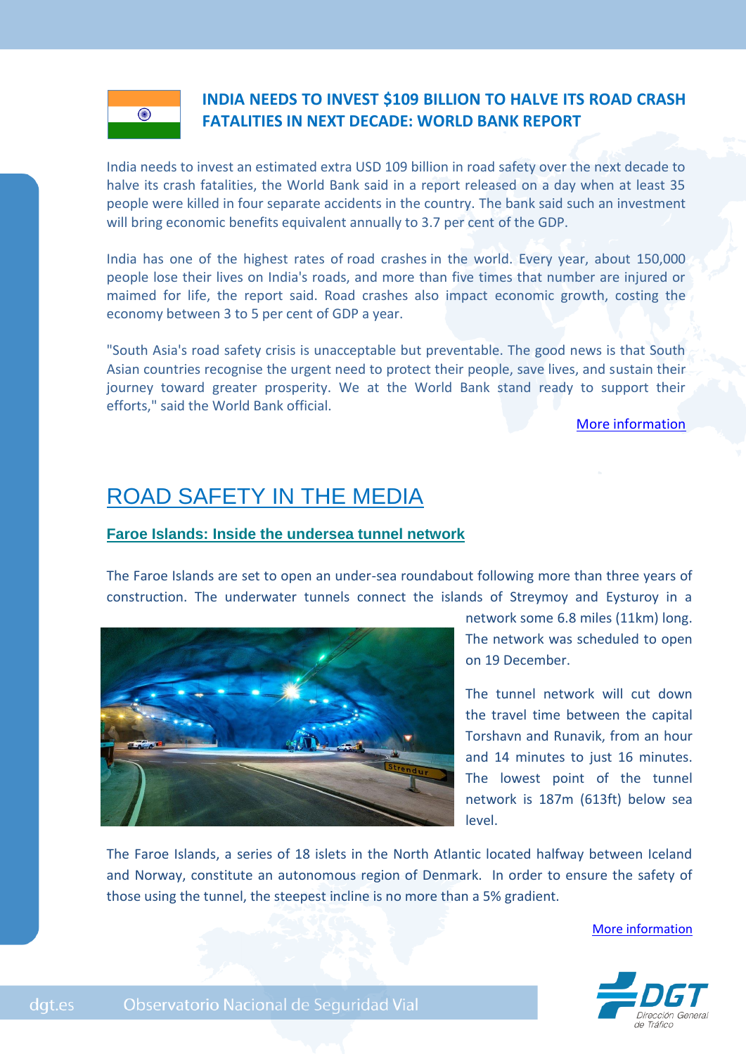## INDIA NEEDS TO INVEST $109 BILLION TO HALVE ITS ROAD CRASH FATALITIES IN NEXT DECADE: WORLD BANK REPORT

India needs to invest an estimated extra USD 109 billion in road safety over the next decade to halve its crash fatalities, the World Bank said in a report released on a day when at least 35 people were killed in four separate accidents in the country. The bank said such an investment will bring economic benefits equivalent annually to 3.7 per cent of the GDP.

India has one of the highest rates of road crashes in the world. Every year, about 150,000 people lose their lives on India's roads, and more than five times that number are injured or maimed for life, the report said. Road crashes also impact economic growth, costing the economy between 3 to 5 per cent of GDP a year.

"South Asia's road safety crisis is unacceptable but preventable. The good news is that South Asian countries recognise the urgent need to protect their people, save lives, and sustain their journey toward greater prosperity. We at the World Bank stand ready to support their efforts," said the World Bank official.

More information

# ROAD SAFETY IN THE MEDIA

### Faroe Islands: Inside the undersea tunnel network

The Faroe Islands are set to open an under-sea roundabout following more than three years of construction. The underwater tunnels connect the islands of Streymoy and Eysturoy in a network some 6.8 miles (11km) long. The network was scheduled to open on 19 December.

The tunnel network will cut down the travel time between the capital Torshavn and Runavik, from an hour and 14 minutes to just 16 minutes. The lowest point of the tunnel network is 187m (613ft) below sea level.

The Faroe Islands, a series of 18 islets in the North Atlantic located halfway between Iceland and Norway, constitute an autonomous region of Denmark. In order to ensure the safety of those using the tunnel, the steepest incline is no more than a 5% gradient.

More information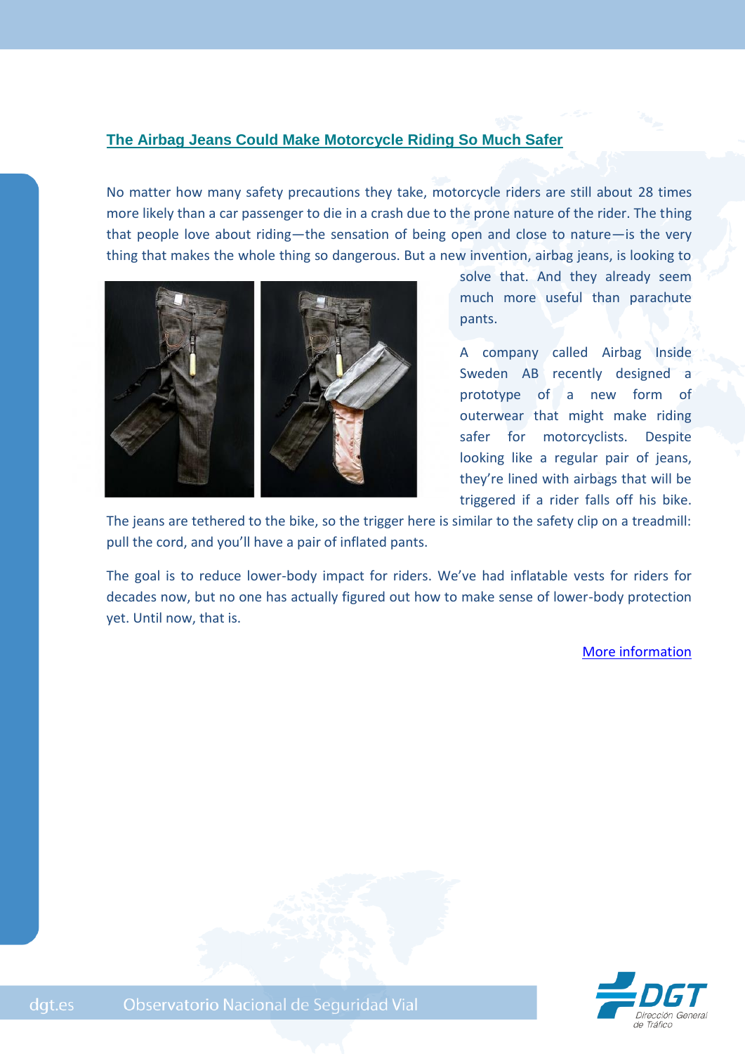## The Airbag Jeans Could Make Motorcycle Riding So Much Safer

No matter how many safety precautions they take, motorcycle riders are still about 28 times more likely than a car passenger to die in a crash due to the prone nature of the rider. The thing that people love about riding—the sensation of being open and close to nature—is the very thing that makes the whole thing so dangerous. But a new invention, airbag jeans, is looking to solve that. And they already seem much more useful than parachute pants.

A company called Airbag Inside Sweden AB recently designed a prototype of a new form of outerwear that might make riding safer for motorcyclists. Despite looking like a regular pair of jeans, they're lined with airbags that will be triggered if a rider falls off his bike. The jeans are tethered to the bike, so the trigger here is similar to the safety clip on a treadmill: pull the cord, and you'll have a pair of inflated pants.

The goal is to reduce lower-body impact for riders. We've had inflatable vests for riders for decades now, but no one has actually figured out how to make sense of lower-body protection yet. Until now, that is.

More information